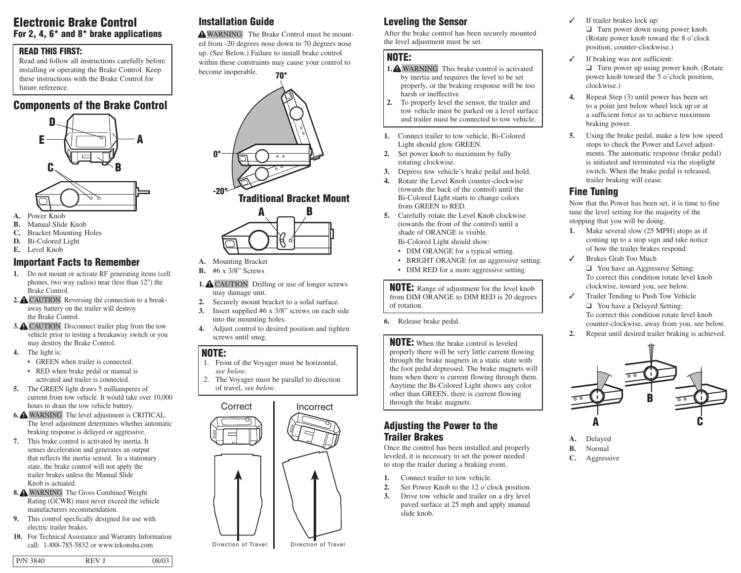# Electronic Brake Control

## For 2, 4, 6* and 8* brake applications

### READ THIS FIRST:

Read and follow all instructions carefully before installing or operating the Brake Control. Keep these instructions with the Brake Control for future reference.

## Components of the Brake Control

- **A.** Power Knob
- **B.** Manual Slide Knob
- **C.** Bracket Mounting Holes
- **D.** Bi-Colored Light
- **E.** Level Knob

## Important Facts to Remember

1. Do not mount or activate RF generating items (cell phones, two way radios) near (less than 12") the Brake Control.
2. CAUTION Reversing the connection to a breakaway battery on the trailer will destroy the Brake Control.
3. CAUTION Disconnect trailer plug from the tow vehicle prior to testing a breakaway switch or you may destroy the Brake Control.
4. The light is:
   - GREEN when trailer is connected.
   - RED when brake pedal or manual is activated and trailer is connected.
5. The GREEN light draws 5 milliamperes of current from tow vehicle. It would take over 10,000 hours to drain the tow vehicle battery.
6. WARNING The level adjustment is CRITICAL. The level adjustment determines whether automatic braking response is delayed or aggressive.
7. This brake control is activated by inertia. It senses deceleration and generates an output that reflects the inertia sensed. In a stationary state, the brake control will not apply the trailer brakes unless the Manual Slide Knob is actuated.
8. WARNING The Gross Combined Weight Rating (GCWR) must never exceed the vehicle manufacturers recommendation.
9. This control specfically designed for use with electric trailer brakes.
10. For Technical Assistance and Warranty Information call: 1-888-785-5832 or www.tekonsha.com

P/N 3840 REV J 08/03

## Installation Guide

WARNING The Brake Control must be mounted from -20 degrees nose down to 70 degrees nose up. (See Below.) Failure to install brake control within these constraints may cause your control to become inoperable.

70°
0°
-20°

### Traditional Bracket Mount

- **A.** Mounting Bracket
- **B.** #6 x 3/8" Screws

1. CAUTION Drilling or use of longer screws may damage unit.
2. Securely mount bracket to a solid surface.
3. Insert supplied #6 x 3/8" screws on each side into the mounting holes.
4. Adjust control to desired position and tighten screws until snug.

### NOTE:

1. Front of the Voyager must be horizontal, *see below*.
2. The Voyager must be parallel to direction of travel, *see below*.

Correct — Direction of Travel | Incorrect — Direction of Travel

## Leveling the Sensor

After the brake control has been securely mounted the level adjustment must be set.

### NOTE:

1. WARNING This brake control is activated by inertia and requires the level to be set properly, or the braking response will be too harsh or ineffective.
2. To properly level the sensor, the trailer and tow vehicle must be parked on a level surface and trailer must be connected to tow vehicle.

1. Connect trailer to tow vehicle, Bi-Colored Light should glow GREEN.
2. Set power knob to maximum by fully rotating clockwise.
3. Depress tow vehicle's brake pedal and hold.
4. Rotate the Level Knob counter-clockwise (towards the back of the control) until the Bi-Colored Light starts to change colors from GREEN to RED.
5. Carefully rotate the Level Knob clockwise (towards the front of the control) until a shade of ORANGE is visible.
   Bi-Colored Light should show:
   - DIM ORANGE for a typical setting.
   - BRIGHT ORANGE for an aggressive setting.
   - DIM RED for a more aggressive setting.

**NOTE:** Range of adjustment for the level knob from DIM ORANGE to DIM RED is 20 degrees of rotation.

6. Release brake pedal.

**NOTE:** When the brake control is leveled properly there will be very little current flowing through the brake magnets in a static state with the foot pedal depressed. The brake magnets will hum when there is current flowing through them. Anytime the Bi-Colored Light shows any color other than GREEN, there is current flowing through the brake magnets.

## Adjusting the Power to the Trailer Brakes

Once the control has been installed and properly leveled, it is necessary to set the power needed to stop the trailer during a braking event.

1. Connect trailer to tow vehicle.
2. Set Power Knob to the 12 o'clock position.
3. Drive tow vehicle and trailer on a dry level paved surface at 25 mph and apply manual slide knob.

✓ If trailer brakes lock up:
❑ Turn power down using power knob. (Rotate power knob toward the 8 o'clock position, counter-clockwise.)

✓ If braking was not sufficient:
❑ Turn power up using power knob. (Rotate power knob toward the 5 o'clock position, clockwise.)

4. Repeat Step (3) until power has been set to a point just below wheel lock up or at a sufficient force as to achieve maximum braking power.
5. Using the brake pedal, make a few low speed stops to check the Power and Level adjustments. The automatic response (brake pedal) is initiated and terminated via the stoplight switch. When the brake pedal is released, trailer braking will cease.

## Fine Tuning

Now that the Power has been set, it is time to fine tune the level setting for the majority of the stopping that you will be doing.

1. Make several slow (25 MPH) stops as if coming up to a stop sign and take notice of how the trailer brakes respond:

✓ Brakes Grab Too Much
❑ You have an Aggressive Setting:
To correct this condition rotate level knob clockwise, toward you, see below.

✓ Trailer Tending to Push Tow Vehicle
❑ You have a Delayed Setting:
To correct this condition rotate level knob counter-clockwise, away from you, see below.

2. Repeat until desired trailer braking is achieved.

- **A.** Delayed
- **B.** Normal
- **C.** Aggressive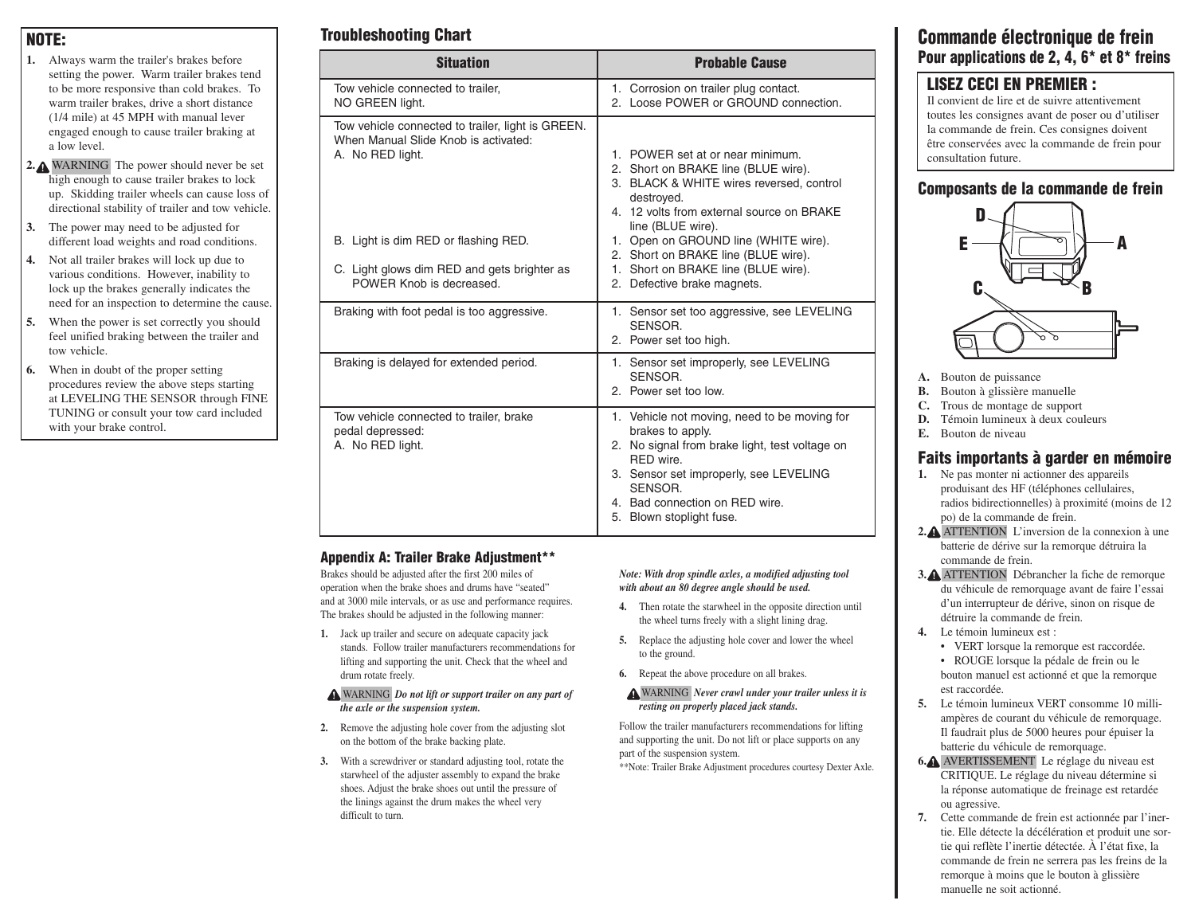## NOTE:

1. Always warm the trailer's brakes before setting the power. Warm trailer brakes tend to be more responsive than cold brakes. To warm trailer brakes, drive a short distance (1/4 mile) at 45 MPH with manual lever engaged enough to cause trailer braking at a low level.
2. ⚠ WARNING The power should never be set high enough to cause trailer brakes to lock up. Skidding trailer wheels can cause loss of directional stability of trailer and tow vehicle.
3. The power may need to be adjusted for different load weights and road conditions.
4. Not all trailer brakes will lock up due to various conditions. However, inability to lock up the brakes generally indicates the need for an inspection to determine the cause.
5. When the power is set correctly you should feel unified braking between the trailer and tow vehicle.
6. When in doubt of the proper setting procedures review the above steps starting at LEVELING THE SENSOR through FINE TUNING or consult your tow card included with your brake control.

## Troubleshooting Chart

| Situation | Probable Cause |
|---|---|
| Tow vehicle connected to trailer, NO GREEN light. | 1. Corrosion on trailer plug contact.<br>2. Loose POWER or GROUND connection. |
| Tow vehicle connected to trailer, light is GREEN. When Manual Slide Knob is activated:<br>A. No RED light. | 1. POWER set at or near minimum.<br>2. Short on BRAKE line (BLUE wire).<br>3. BLACK & WHITE wires reversed, control destroyed.<br>4. 12 volts from external source on BRAKE line (BLUE wire). |
| B. Light is dim RED or flashing RED. | 1. Open on GROUND line (WHITE wire).<br>2. Short on BRAKE line (BLUE wire). |
| C. Light glows dim RED and gets brighter as POWER Knob is decreased. | 1. Short on BRAKE line (BLUE wire).<br>2. Defective brake magnets. |
| Braking with foot pedal is too aggressive. | 1. Sensor set too aggressive, see LEVELING SENSOR.<br>2. Power set too high. |
| Braking is delayed for extended period. | 1. Sensor set improperly, see LEVELING SENSOR.<br>2. Power set too low. |
| Tow vehicle connected to trailer, brake pedal depressed:<br>A. No RED light. | 1. Vehicle not moving, need to be moving for brakes to apply.<br>2. No signal from brake light, test voltage on RED wire.<br>3. Sensor set improperly, see LEVELING SENSOR.<br>4. Bad connection on RED wire.<br>5. Blown stoplight fuse. |

### Appendix A: Trailer Brake Adjustment**

Brakes should be adjusted after the first 200 miles of operation when the brake shoes and drums have "seated" and at 3000 mile intervals, or as use and performance requires. The brakes should be adjusted in the following manner:

1. Jack up trailer and secure on adequate capacity jack stands. Follow trailer manufacturers recommendations for lifting and supporting the unit. Check that the wheel and drum rotate freely.

⚠ WARNING ***Do not lift or support trailer on any part of the axle or the suspension system.***

2. Remove the adjusting hole cover from the adjusting slot on the bottom of the brake backing plate.
3. With a screwdriver or standard adjusting tool, rotate the starwheel of the adjuster assembly to expand the brake shoes. Adjust the brake shoes out until the pressure of the linings against the drum makes the wheel very difficult to turn.

***Note: With drop spindle axles, a modified adjusting tool with about an 80 degree angle should be used.***

4. Then rotate the starwheel in the opposite direction until the wheel turns freely with a slight lining drag.
5. Replace the adjusting hole cover and lower the wheel to the ground.
6. Repeat the above procedure on all brakes.

⚠ WARNING ***Never crawl under your trailer unless it is resting on properly placed jack stands.***

Follow the trailer manufacturers recommendations for lifting and supporting the unit. Do not lift or place supports on any part of the suspension system.

**Note: Trailer Brake Adjustment procedures courtesy Dexter Axle.

# Commande électronique de frein
## Pour applications de 2, 4, 6* et 8* freins

### LISEZ CECI EN PREMIER :

Il convient de lire et de suivre attentivement toutes les consignes avant de poser ou d'utiliser la commande de frein. Ces consignes doivent être conservées avec la commande de frein pour consultation future.

### Composants de la commande de frein

**A.** Bouton de puissance
**B.** Bouton à glissière manuelle
**C.** Trous de montage de support
**D.** Témoin lumineux à deux couleurs
**E.** Bouton de niveau

### Faits importants à garder en mémoire

1. Ne pas monter ni actionner des appareils produisant des HF (téléphones cellulaires, radios bidirectionnelles) à proximité (moins de 12 po) de la commande de frein.
2. ⚠ ATTENTION L'inversion de la connexion à une batterie de dérive sur la remorque détruira la commande de frein.
3. ⚠ ATTENTION Débrancher la fiche de remorque du véhicule de remorquage avant de faire l'essai d'un interrupteur de dérive, sinon on risque de détruire la commande de frein.
4. Le témoin lumineux est :
   - VERT lorsque la remorque est raccordée.
   - ROUGE lorsque la pédale de frein ou le bouton manuel est actionné et que la remorque est raccordée.
5. Le témoin lumineux VERT consomme 10 milli-ampères de courant du véhicule de remorquage. Il faudrait plus de 5000 heures pour épuiser la batterie du véhicule de remorquage.
6. ⚠ AVERTISSEMENT Le réglage du niveau est CRITIQUE. Le réglage du niveau détermine si la réponse automatique de freinage est retardée ou agressive.
7. Cette commande de frein est actionnée par l'inertie. Elle détecte la décélération et produit une sortie qui reflète l'inertie détectée. À l'état fixe, la commande de frein ne serrera pas les freins de la remorque à moins que le bouton à glissière manuelle ne soit actionné.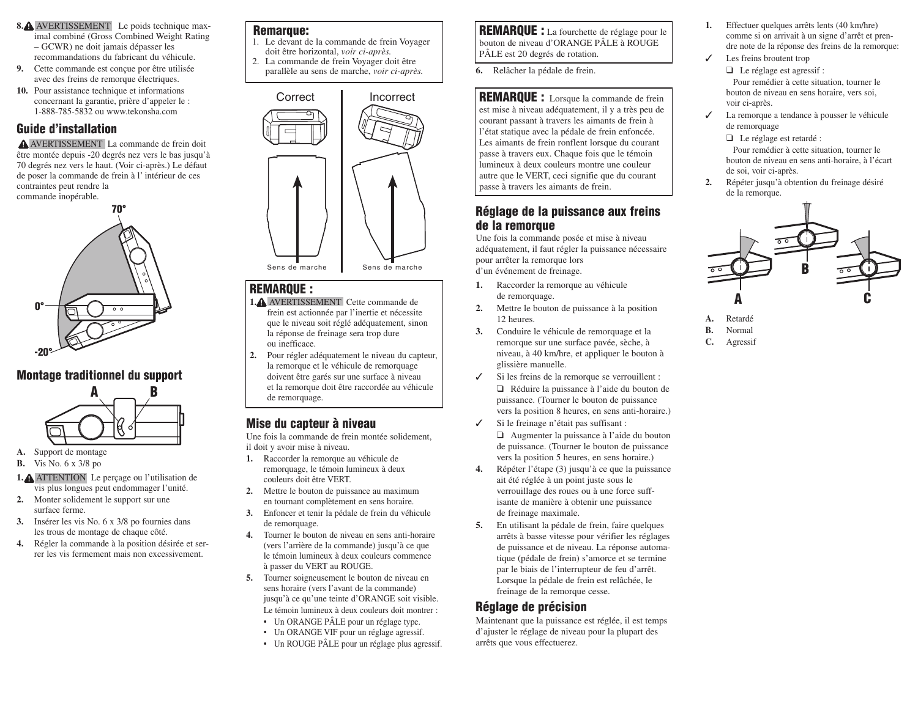8. ⚠ AVERTISSEMENT Le poids technique maximal combiné (Gross Combined Weight Rating – GCWR) ne doit jamais dépasser les recommandations du fabricant du véhicule.

9. Cette commande est conçue por être utilisée avec des freins de remorque électriques.

10. Pour assistance technique et informations concernant la garantie, prière d'appeler le : 1-888-785-5832 ou www.tekonsha.com

## Guide d'installation

⚠ AVERTISSEMENT La commande de frein doit être montée depuis -20 degrés nez vers le bas jusqu'à 70 degrés nez vers le haut. (Voir ci-après.) Le défaut de poser la commande de frein à l' intérieur de ces contraintes peut rendre la commande inopérable.

70°

0°

-20°

## Montage traditionnel du support

A B

A. Support de montage
B. Vis No. 6 x 3/8 po

1. ⚠ ATTENTION Le perçage ou l'utilisation de vis plus longues peut endommager l'unité.
2. Monter solidement le support sur une surface ferme.
3. Insérer les vis No. 6 x 3/8 po fournies dans les trous de montage de chaque côté.
4. Régler la commande à la position désirée et serrer les vis fermement mais non excessivement.

## Remarque:

1. Le devant de la commande de frein Voyager doit être horizontal, *voir ci-après.*
2. La commande de frein Voyager doit être parallèle au sens de marche, *voir ci-après.*

Correct — Incorrect

Sens de marche — Sens de marche

## REMARQUE :

1. ⚠ AVERTISSEMENT Cette commande de frein est actionnée par l'inertie et nécessite que le niveau soit réglé adéquatement, sinon la réponse de freinage sera trop dure ou inefficace.
2. Pour régler adéquatement le niveau du capteur, la remorque et le véhicule de remorquage doivent être garés sur une surface à niveau et la remorque doit être raccordée au véhicule de remorquage.

## Mise du capteur à niveau

Une fois la commande de frein montée solidement, il doit y avoir mise à niveau.

1. Raccorder la remorque au véhicule de remorquage, le témoin lumineux à deux couleurs doit être VERT.
2. Mettre le bouton de puissance au maximum en tournant complètement en sens horaire.
3. Enfoncer et tenir la pédale de frein du véhicule de remorquage.
4. Tourner le bouton de niveau en sens anti-horaire (vers l'arrière de la commande) jusqu'à ce que le témoin lumineux à deux couleurs commence à passer du VERT au ROUGE.
5. Tourner soigneusement le bouton de niveau en sens horaire (vers l'avant de la commande) jusqu'à ce qu'une teinte d'ORANGE soit visible.
   Le témoin lumineux à deux couleurs doit montrer :
   - Un ORANGE PÂLE pour un réglage type.
   - Un ORANGE VIF pour un réglage agressif.
   - Un ROUGE PÂLE pour un réglage plus agressif.

**REMARQUE :** La fourchette de réglage pour le bouton de niveau d'ORANGE PÂLE à ROUGE PÂLE est 20 degrés de rotation.

6. Relâcher la pédale de frein.

**REMARQUE :** Lorsque la commande de frein est mise à niveau adéquatement, il y a très peu de courant passant à travers les aimants de frein à l'état statique avec la pédale de frein enfoncée. Les aimants de frein ronflent lorsque du courant passe à travers eux. Chaque fois que le témoin lumineux à deux couleurs montre une couleur autre que le VERT, ceci signifie que du courant passe à travers les aimants de frein.

## Réglage de la puissance aux freins de la remorque

Une fois la commande posée et mise à niveau adéquatement, il faut régler la puissance nécessaire pour arrêter la remorque lors d'un événement de freinage.

1. Raccorder la remorque au véhicule de remorquage.
2. Mettre le bouton de puissance à la position 12 heures.
3. Conduire le véhicule de remorquage et la remorque sur une surface pavée, sèche, à niveau, à 40 km/hre, et appliquer le bouton à glissière manuelle.

✓ Si les freins de la remorque se verrouillent :
❑ Réduire la puissance à l'aide du bouton de puissance. (Tourner le bouton de puissance vers la position 8 heures, en sens anti-horaire.)

✓ Si le freinage n'était pas suffisant :
❑ Augmenter la puissance à l'aide du bouton de puissance. (Tourner le bouton de puissance vers la position 5 heures, en sens horaire.)

4. Répéter l'étape (3) jusqu'à ce que la puissance ait été réglée à un point juste sous le verrouillage des roues ou à une force suffisante de manière à obtenir une puissance de freinage maximale.
5. En utilisant la pédale de frein, faire quelques arrêts à basse vitesse pour vérifier les réglages de puissance et de niveau. La réponse automatique (pédale de frein) s'amorce et se termine par le biais de l'interrupteur de feu d'arrêt. Lorsque la pédale de frein est relâchée, le freinage de la remorque cesse.

## Réglage de précision

Maintenant que la puissance est réglée, il est temps d'ajuster le réglage de niveau pour la plupart des arrêts que vous effectuerez.

1. Effectuer quelques arrêts lents (40 km/hre) comme si on arrivait à un signe d'arrêt et prendre note de la réponse des freins de la remorque:

✓ Les freins broutent trop
❑ Le réglage est agressif :
Pour remédier à cette situation, tourner le bouton de niveau en sens horaire, vers soi, voir ci-après.

✓ La remorque a tendance à pousser le véhicule de remorquage
❑ Le réglage est retardé :
Pour remédier à cette situation, tourner le bouton de niveau en sens anti-horaire, à l'écart de soi, voir ci-après.

2. Répéter jusqu'à obtention du freinage désiré de la remorque.

A B C

A. Retardé
B. Normal
C. Agressif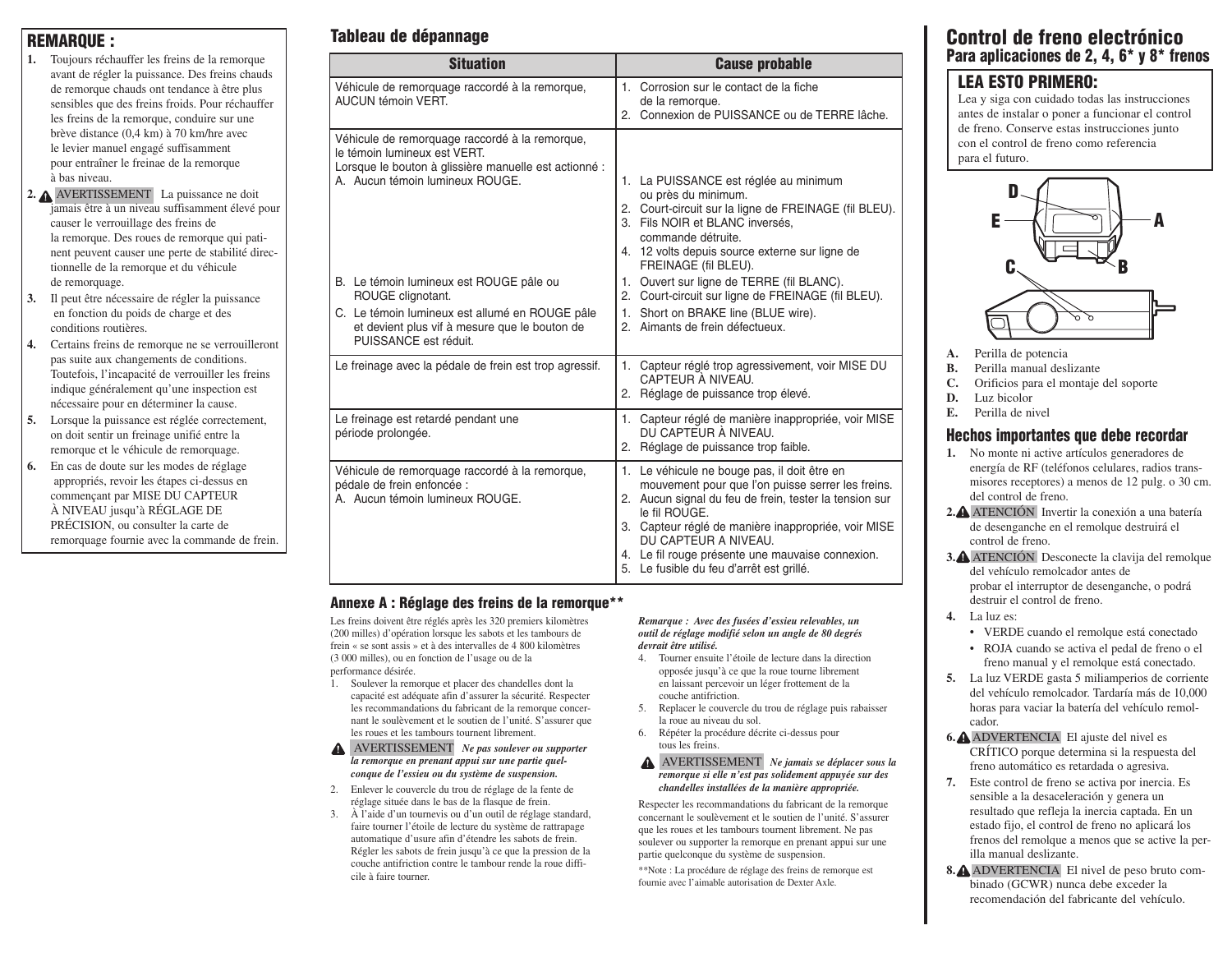## REMARQUE :

1. Toujours réchauffer les freins de la remorque avant de régler la puissance. Des freins chauds de remorque chauds ont tendance à être plus sensibles que des freins froids. Pour réchauffer les freins de la remorque, conduire sur une brève distance (0,4 km) à 70 km/hre avec le levier manuel engagé suffisamment pour entraîner le freinage de la remorque à bas niveau.
2. ⚠ AVERTISSEMENT La puissance ne doit jamais être à un niveau suffisamment élevé pour causer le verrouillage des freins de la remorque. Des roues de remorque qui patinent peuvent causer une perte de stabilité directionnelle de la remorque et du véhicule de remorquage.
3. Il peut être nécessaire de régler la puissance en fonction du poids de charge et des conditions routières.
4. Certains freins de remorque ne se verrouilleront pas suite aux changements de conditions. Toutefois, l'incapacité de verrouiller les freins indique généralement qu'une inspection est nécessaire pour en déterminer la cause.
5. Lorsque la puissance est réglée correctement, on doit sentir un freinage unifié entre la remorque et le véhicule de remorquage.
6. En cas de doute sur les modes de réglage appropriés, revoir les étapes ci-dessus en commençant par MISE DU CAPTEUR À NIVEAU jusqu'à RÉGLAGE DE PRÉCISION, ou consulter la carte de remorquage fournie avec la commande de frein.

## Tableau de dépannage

| Situation | Cause probable |
|---|---|
| Véhicule de remorquage raccordé à la remorque, AUCUN témoin VERT. | 1. Corrosion sur le contact de la fiche de la remorque.<br>2. Connexion de PUISSANCE ou de TERRE lâche. |
| Véhicule de remorquage raccordé à la remorque, le témoin lumineux est VERT.<br>Lorsque le bouton à glissière manuelle est actionné :<br>A. Aucun témoin lumineux ROUGE. | 1. La PUISSANCE est réglée au minimum ou près du minimum.<br>2. Court-circuit sur la ligne de FREINAGE (fil BLEU).<br>3. Fils NOIR et BLANC inversés, commande détruite.<br>4. 12 volts depuis source externe sur ligne de FREINAGE (fil BLEU). |
| B. Le témoin lumineux est ROUGE pâle ou ROUGE clignotant. | 1. Ouvert sur ligne de TERRE (fil BLANC).<br>2. Court-circuit sur ligne de FREINAGE (fil BLEU). |
| C. Le témoin lumineux est allumé en ROUGE pâle et devient plus vif à mesure que le bouton de PUISSANCE est réduit. | 1. Short on BRAKE line (BLUE wire).<br>2. Aimants de frein défectueux. |
| Le freinage avec la pédale de frein est trop agressif. | 1. Capteur réglé trop agressivement, voir MISE DU CAPTEUR À NIVEAU.<br>2. Réglage de puissance trop élevé. |
| Le freinage est retardé pendant une période prolongée. | 1. Capteur réglé de manière inappropriée, voir MISE DU CAPTEUR À NIVEAU.<br>2. Réglage de puissance trop faible. |
| Véhicule de remorquage raccordé à la remorque, pédale de frein enfoncée :<br>A. Aucun témoin lumineux ROUGE. | 1. Le véhicule ne bouge pas, il doit être en mouvement pour que l'on puisse serrer les freins.<br>2. Aucun signal du feu de frein, tester la tension sur le fil ROUGE.<br>3. Capteur réglé de manière inappropriée, voir MISE DU CAPTEUR A NIVEAU.<br>4. Le fil rouge présente une mauvaise connexion.<br>5. Le fusible du feu d'arrêt est grillé. |

### Annexe A : Réglage des freins de la remorque**

Les freins doivent être réglés après les 320 premiers kilomètres (200 milles) d'opération lorsque les sabots et les tambours de frein « se sont assis » et à des intervalles de 4 800 kilomètres (3 000 milles), ou en fonction de l'usage ou de la performance désirée.

1. Soulever la remorque et placer des chandelles dont la capacité est adéquate afin d'assurer la sécurité. Respecter les recommandations du fabricant de la remorque concernant le soulèvement et le soutien de l'unité. S'assurer que les roues et les tambours tournent librement.

⚠ AVERTISSEMENT ***Ne pas soulever ou supporter la remorque en prenant appui sur une partie quelconque de l'essieu ou du système de suspension.***

2. Enlever le couvercle du trou de réglage de la fente de réglage située dans le bas de la flasque de frein.
3. À l'aide d'un tournevis ou d'un outil de réglage standard, faire tourner l'étoile de lecture du système de rattrapage automatique d'usure afin d'étendre les sabots de frein. Régler les sabots de frein jusqu'à ce que la pression de la couche antifriction contre le tambour rende la roue difficile à faire tourner.

***Remarque : Avec des fusées d'essieu relevables, un outil de réglage modifié selon un angle de 80 degrés devrait être utilisé.***

4. Tourner ensuite l'étoile de lecture dans la direction opposée jusqu'à ce que la roue tourne librement en laissant percevoir un léger frottement de la couche antifriction.
5. Replacer le couvercle du trou de réglage puis rabaisser la roue au niveau du sol.
6. Répéter la procédure décrite ci-dessus pour tous les freins.

⚠ AVERTISSEMENT ***Ne jamais se déplacer sous la remorque si elle n'est pas solidement appuyée sur des chandelles installées de la manière appropriée.***

Respecter les recommandations du fabricant de la remorque concernant le soulèvement et le soutien de l'unité. S'assurer que les roues et les tambours tournent librement. Ne pas soulever ou supporter la remorque en prenant appui sur une partie quelconque du système de suspension.

**Note : La procédure de réglage des freins de remorque est fournie avec l'aimable autorisation de Dexter Axle.

# Control de freno electrónico
## Para aplicaciones de 2, 4, 6* y 8* frenos

### LEA ESTO PRIMERO:

Lea y siga con cuidado todas las instrucciones antes de instalar o poner a funcionar el control de freno. Conserve estas instrucciones junto con el control de freno como referencia para el futuro.

- **A.** Perilla de potencia
- **B.** Perilla manual deslizante
- **C.** Orificios para el montaje del soporte
- **D.** Luz bicolor
- **E.** Perilla de nivel

### Hechos importantes que debe recordar

1. No monte ni active artículos generadores de energía de RF (teléfonos celulares, radios transmisores receptores) a menos de 12 pulg. o 30 cm. del control de freno.
2. ⚠ ATENCIÓN Invertir la conexión a una batería de desenganche en el remolque destruirá el control de freno.
3. ⚠ ATENCIÓN Desconecte la clavija del remolque del vehículo remolcador antes de probar el interruptor de desenganche, o podrá destruir el control de freno.
4. La luz es:
   - VERDE cuando el remolque está conectado
   - ROJA cuando se activa el pedal de freno o el freno manual y el remolque está conectado.
5. La luz VERDE gasta 5 miliamperios de corriente del vehículo remolcador. Tardaría más de 10,000 horas para vaciar la batería del vehículo remolcador.
6. ⚠ ADVERTENCIA El ajuste del nivel es CRÍTICO porque determina si la respuesta del freno automático es retardada o agresiva.
7. Este control de freno se activa por inercia. Es sensible a la desaceleración y genera un resultado que refleja la inercia captada. En un estado fijo, el control de freno no aplicará los frenos del remolque a menos que se active la perilla manual deslizante.
8. ⚠ ADVERTENCIA El nivel de peso bruto combinado (GCWR) nunca debe exceder la recomendación del fabricante del vehículo.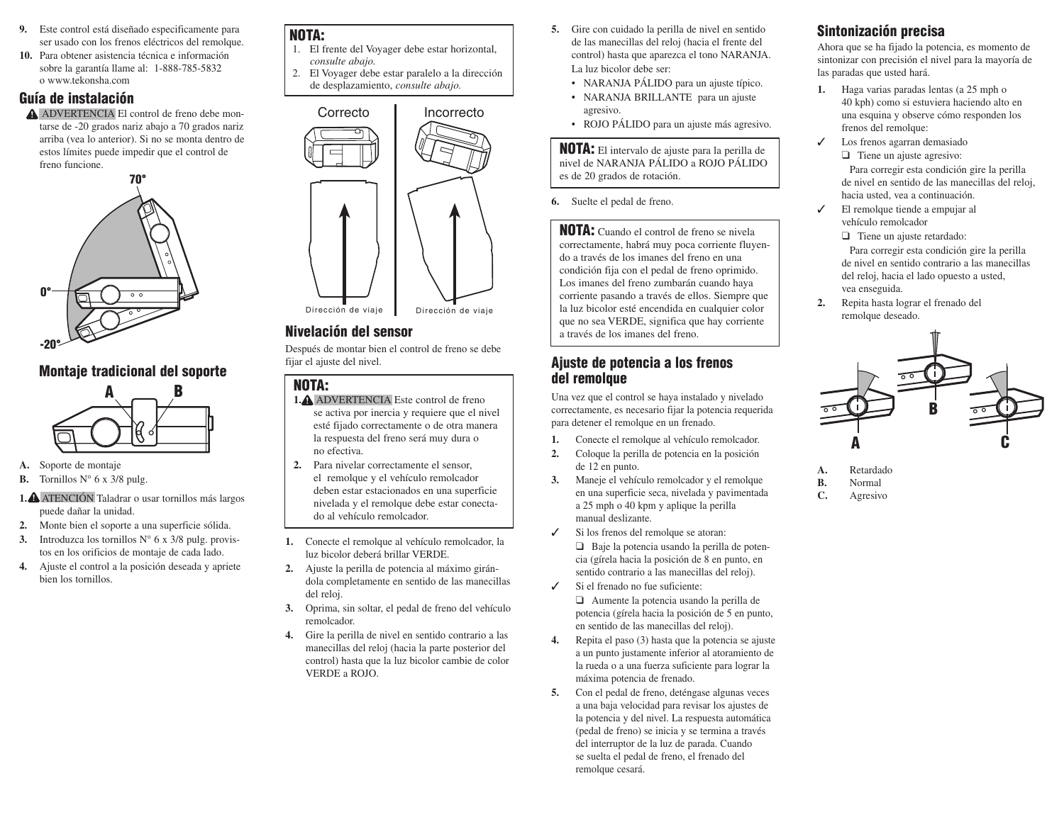9. Este control está diseñado específicamente para ser usado con los frenos eléctricos del remolque.
10. Para obtener asistencia técnica e información sobre la garantía llame al: 1-888-785-5832 o www.tekonsha.com

## Guía de instalación

⚠ ADVERTENCIA El control de freno debe montarse de -20 grados nariz abajo a 70 grados nariz arriba (vea lo anterior). Si no se monta dentro de estos límites puede impedir que el control de freno funcione.

70°

0°

-20°

## Montaje tradicional del soporte

A B

**A.** Soporte de montaje
**B.** Tornillos N° 6 x 3/8 pulg.

1. ⚠ ATENCIÓN Taladrar o usar tornillos más largos puede dañar la unidad.
2. Monte bien el soporte a una superficie sólida.
3. Introduzca los tornillos N° 6 x 3/8 pulg. provistos en los orificios de montaje de cada lado.
4. Ajuste el control a la posición deseada y apriete bien los tornillos.

**NOTA:**
1. El frente del Voyager debe estar horizontal, *consulte abajo.*
2. El Voyager debe estar paralelo a la dirección de desplazamiento, *consulte abajo.*

Correcto — Incorrecto

Dirección de viaje — Dirección de viaje

## Nivelación del sensor

Después de montar bien el control de freno se debe fijar el ajuste del nivel.

**NOTA:**
1. ⚠ ADVERTENCIA Este control de freno se activa por inercia y requiere que el nivel esté fijado correctamente o de otra manera la respuesta del freno será muy dura o no efectiva.
2. Para nivelar correctamente el sensor, el remolque y el vehículo remolcador deben estar estacionados en una superficie nivelada y el remolque debe estar conectado al vehículo remolcador.

1. Conecte el remolque al vehículo remolcador, la luz bicolor deberá brillar VERDE.
2. Ajuste la perilla de potencia al máximo girándola completamente en sentido de las manecillas del reloj.
3. Oprima, sin soltar, el pedal de freno del vehículo remolcador.
4. Gire la perilla de nivel en sentido contrario a las manecillas del reloj (hacia la parte posterior del control) hasta que la luz bicolor cambie de color VERDE a ROJO.
5. Gire con cuidado la perilla de nivel en sentido de las manecillas del reloj (hacia el frente del control) hasta que aparezca el tono NARANJA. La luz bicolor debe ser:
   - NARANJA PÁLIDO para un ajuste típico.
   - NARANJA BRILLANTE para un ajuste agresivo.
   - ROJO PÁLIDO para un ajuste más agresivo.

**NOTA:** El intervalo de ajuste para la perilla de nivel de NARANJA PÁLIDO a ROJO PÁLIDO es de 20 grados de rotación.

6. Suelte el pedal de freno.

**NOTA:** Cuando el control de freno se nivela correctamente, habrá muy poca corriente fluyendo a través de los imanes del freno en una condición fija con el pedal de freno oprimido. Los imanes del freno zumbarán cuando haya corriente pasando a través de ellos. Siempre que la luz bicolor esté encendida en cualquier color que no sea VERDE, significa que hay corriente a través de los imanes del freno.

## Ajuste de potencia a los frenos del remolque

Una vez que el control se haya instalado y nivelado correctamente, es necesario fijar la potencia requerida para detener el remolque en un frenado.

1. Conecte el remolque al vehículo remolcador.
2. Coloque la perilla de potencia en la posición de 12 en punto.
3. Maneje el vehículo remolcador y el remolque en una superficie seca, nivelada y pavimentada a 25 mph o 40 kpm y aplique la perilla manual deslizante.

✓ Si los frenos del remolque se atoran:
❑ Baje la potencia usando la perilla de potencia (gírela hacia la posición de 8 en punto, en sentido contrario a las manecillas del reloj).

✓ Si el frenado no fue suficiente:
❑ Aumente la potencia usando la perilla de potencia (gírela hacia la posición de 5 en punto, en sentido de las manecillas del reloj).

4. Repita el paso (3) hasta que la potencia se ajuste a un punto justamente inferior al atoramiento de la rueda o a una fuerza suficiente para lograr la máxima potencia de frenado.
5. Con el pedal de freno, deténgase algunas veces a una baja velocidad para revisar los ajustes de la potencia y del nivel. La respuesta automática (pedal de freno) se inicia y se termina a través del interruptor de la luz de parada. Cuando se suelta el pedal de freno, el frenado del remolque cesará.

## Sintonización precisa

Ahora que se ha fijado la potencia, es momento de sintonizar con precisión el nivel para la mayoría de las paradas que usted hará.

1. Haga varias paradas lentas (a 25 mph o 40 kph) como si estuviera haciendo alto en una esquina y observe cómo responden los frenos del remolque:

✓ Los frenos agarran demasiado
❑ Tiene un ajuste agresivo:
Para corregir esta condición gire la perilla de nivel en sentido de las manecillas del reloj, hacia usted, vea a continuación.

✓ El remolque tiende a empujar al vehículo remolcador
❑ Tiene un ajuste retardado:
Para corregir esta condición gire la perilla de nivel en sentido contrario a las manecillas del reloj, hacia el lado opuesto a usted, vea enseguida.

2. Repita hasta lograr el frenado del remolque deseado.

B

A C

**A.** Retardado
**B.** Normal
**C.** Agresivo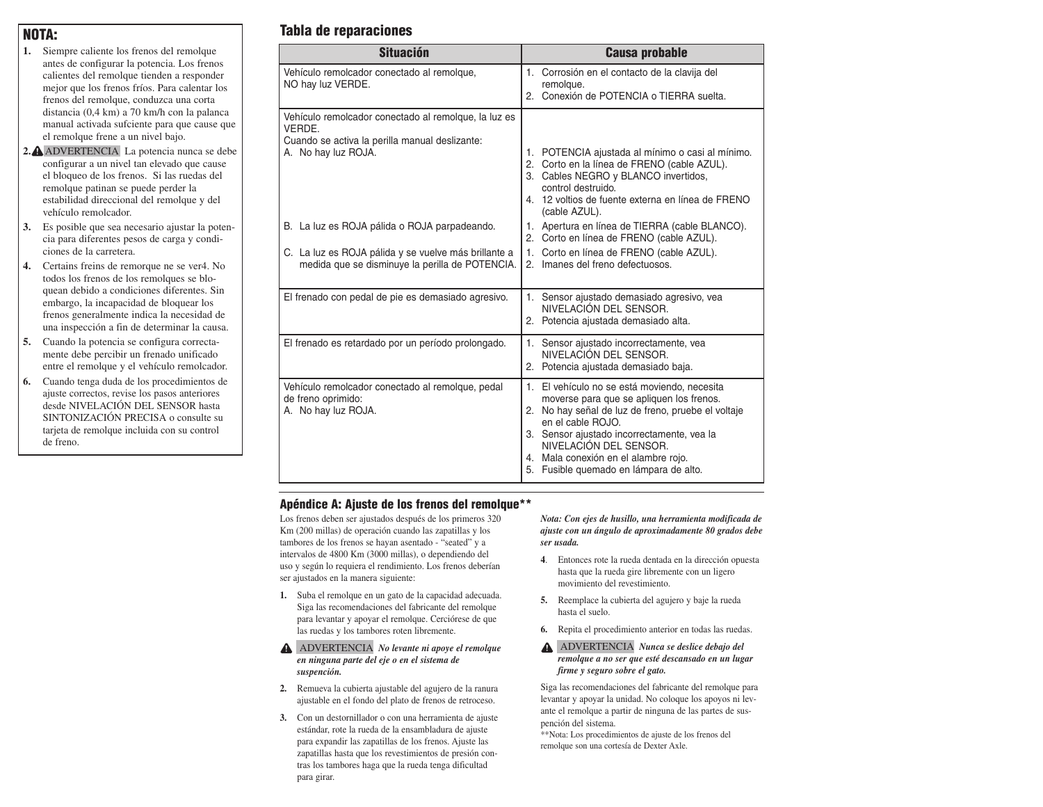**NOTA:**

1. Siempre caliente los frenos del remolque antes de configurar la potencia. Los frenos calientes del remolque tienden a responder mejor que los frenos fríos. Para calentar los frenos del remolque, conduzca una corta distancia (0,4 km) a 70 km/h con la palanca manual activada sufciente para que cause que el remolque frene a un nivel bajo.
2. ⚠ ADVERTENCIA La potencia nunca se debe configurar a un nivel tan elevado que cause el bloqueo de los frenos. Si las ruedas del remolque patinan se puede perder la estabilidad direccional del remolque y del vehículo remolcador.
3. Es posible que sea necesario ajustar la potencia para diferentes pesos de carga y condiciones de la carretera.
4. Certains freins de remorque ne se ver4. No todos los frenos de los remolques se bloquean debido a condiciones diferentes. Sin embargo, la incapacidad de bloquear los frenos generalmente indica la necesidad de una inspección a fin de determinar la causa.
5. Cuando la potencia se configura correctamente debe percibir un frenado unificado entre el remolque y el vehículo remolcador.
6. Cuando tenga duda de los procedimientos de ajuste correctos, revise los pasos anteriores desde NIVELACIÓN DEL SENSOR hasta SINTONIZACIÓN PRECISA o consulte su tarjeta de remolque incluida con su control de freno.

## Tabla de reparaciones

| Situación | Causa probable |
|---|---|
| Vehículo remolcador conectado al remolque, NO hay luz VERDE. | 1. Corrosión en el contacto de la clavija del remolque.<br>2. Conexión de POTENCIA o TIERRA suelta. |
| Vehículo remolcador conectado al remolque, la luz es VERDE.<br>Cuando se activa la perilla manual deslizante:<br>A. No hay luz ROJA. | 1. POTENCIA ajustada al mínimo o casi al mínimo.<br>2. Corto en la línea de FRENO (cable AZUL).<br>3. Cables NEGRO y BLANCO invertidos, control destruido.<br>4. 12 voltios de fuente externa en línea de FRENO (cable AZUL). |
| B. La luz es ROJA pálida o ROJA parpadeando. | 1. Apertura en línea de TIERRA (cable BLANCO).<br>2. Corto en línea de FRENO (cable AZUL). |
| C. La luz es ROJA pálida y se vuelve más brillante a medida que se disminuye la perilla de POTENCIA. | 1. Corto en línea de FRENO (cable AZUL).<br>2. Imanes del freno defectuosos. |
| El frenado con pedal de pie es demasiado agresivo. | 1. Sensor ajustado demasiado agresivo, vea NIVELACIÓN DEL SENSOR.<br>2. Potencia ajustada demasiado alta. |
| El frenado es retardado por un período prolongado. | 1. Sensor ajustado incorrectamente, vea NIVELACIÓN DEL SENSOR.<br>2. Potencia ajustada demasiado baja. |
| Vehículo remolcador conectado al remolque, pedal de freno oprimido:<br>A. No hay luz ROJA. | 1. El vehículo no se está moviendo, necesita moverse para que se apliquen los frenos.<br>2. No hay señal de luz de freno, pruebe el voltaje en el cable ROJO.<br>3. Sensor ajustado incorrectamente, vea la NIVELACIÓN DEL SENSOR.<br>4. Mala conexión en el alambre rojo.<br>5. Fusible quemado en lámpara de alto. |

## Apéndice A: Ajuste de los frenos del remolque**

Los frenos deben ser ajustados después de los primeros 320 Km (200 millas) de operación cuando las zapatillas y los tambores de los frenos se hayan asentado - "seated" y a intervalos de 4800 Km (3000 millas), o dependiendo del uso y según lo requiera el rendimiento. Los frenos deberían ser ajustados en la manera siguiente:

1. Suba el remolque en un gato de la capacidad adecuada. Siga las recomendaciones del fabricante del remolque para levantar y apoyar el remolque. Cerciórese de que las ruedas y los tambores roten libremente.

⚠ ADVERTENCIA ***No levante ni apoye el remolque en ninguna parte del eje o en el sistema de suspención.***

2. Remueva la cubierta ajustable del agujero de la ranura ajustable en el fondo del plato de frenos de retroceso.
3. Con un destornillador o con una herramienta de ajuste estándar, rote la rueda de la ensambladura de ajuste para expandir las zapatillas de los frenos. Ajuste las zapatillas hasta que los revestimientos de presión contras los tambores haga que la rueda tenga dificultad para girar.

***Nota: Con ejes de husillo, una herramienta modificada de ajuste con un ángulo de aproximadamente 80 grados debe ser usada.***

4. Entonces rote la rueda dentada en la dirección opuesta hasta que la rueda gire libremente con un ligero movimiento del revestimiento.
5. Reemplace la cubierta del agujero y baje la rueda hasta el suelo.
6. Repita el procedimiento anterior en todas las ruedas.

⚠ ADVERTENCIA ***Nunca se deslice debajo del remolque a no ser que esté descansado en un lugar firme y seguro sobre el gato.***

Siga las recomendaciones del fabricante del remolque para levantar y apoyar la unidad. No coloque los apoyos ni levante el remolque a partir de ninguna de las partes de suspención del sistema.

**Nota: Los procedimientos de ajuste de los frenos del remolque son una cortesía de Dexter Axle.